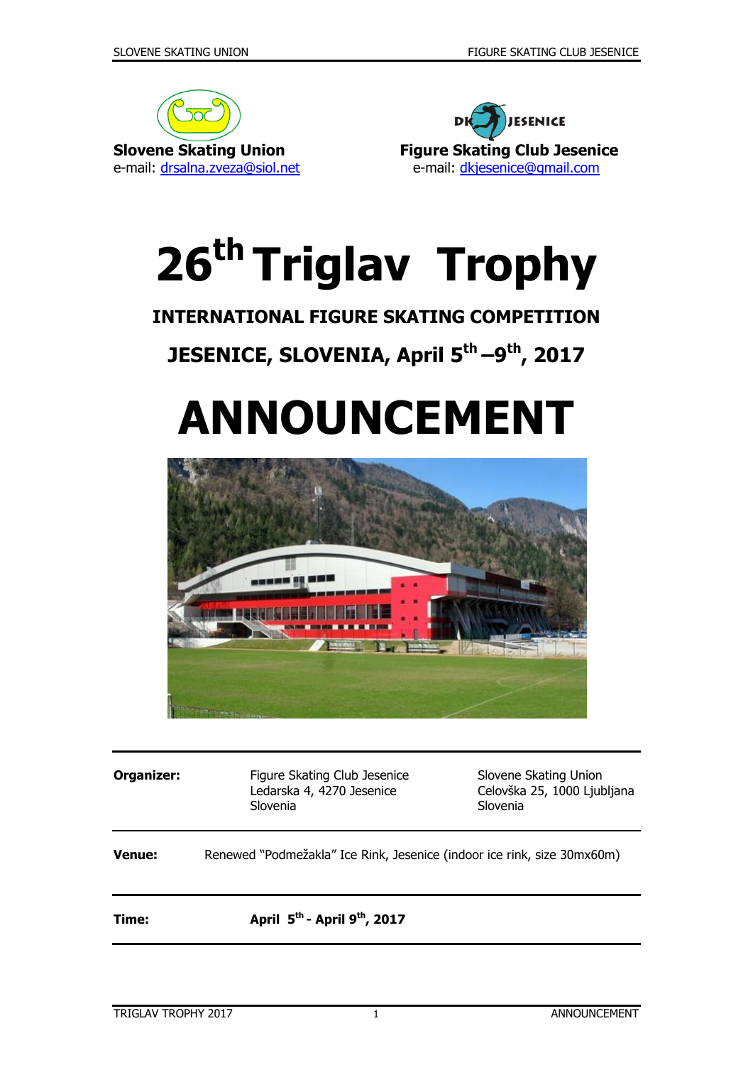**Slovene Skating Union**
e-mail: drsalna.zveza@siol.net

**Figure Skating Club Jesenice**
e-mail: dkjesenice@gmail.com

# 26th Triglav Trophy

**INTERNATIONAL FIGURE SKATING COMPETITION**

**JESENICE, SLOVENIA, April 5th –9th, 2017**

# ANNOUNCEMENT

| | | |
|---|---|---|
| **Organizer:** | Figure Skating Club Jesenice<br>Ledarska 4, 4270 Jesenice<br>Slovenia | Slovene Skating Union<br>Celovška 25, 1000 Ljubljana<br>Slovenia |
| **Venue:** | Renewed "Podmežakla" Ice Rink, Jesenice (indoor ice rink, size 30mx60m) | |
| **Time:** | **April 5th - April 9th, 2017** | |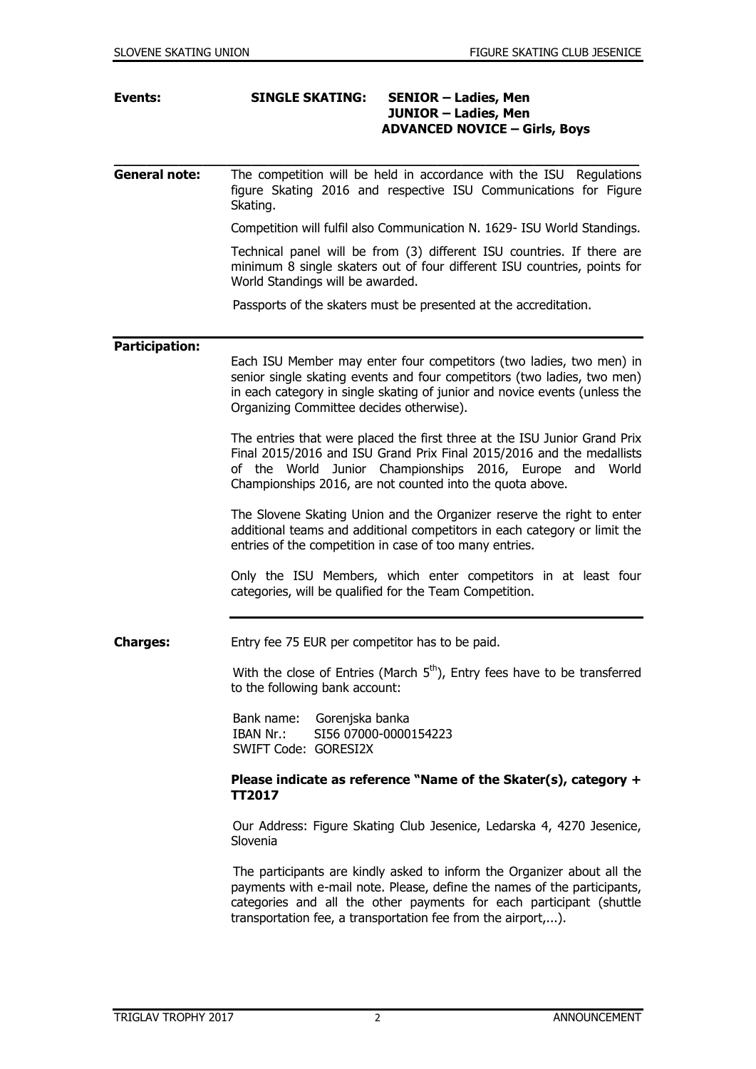**Events:** **SINGLE SKATING:** **SENIOR – Ladies, Men**
**JUNIOR – Ladies, Men**
**ADVANCED NOVICE – Girls, Boys**

---

**General note:** The competition will be held in accordance with the ISU Regulations figure Skating 2016 and respective ISU Communications for Figure Skating.

Competition will fulfil also Communication N. 1629- ISU World Standings.

Technical panel will be from (3) different ISU countries. If there are minimum 8 single skaters out of four different ISU countries, points for World Standings will be awarded.

Passports of the skaters must be presented at the accreditation.

---

**Participation:**

Each ISU Member may enter four competitors (two ladies, two men) in senior single skating events and four competitors (two ladies, two men) in each category in single skating of junior and novice events (unless the Organizing Committee decides otherwise).

The entries that were placed the first three at the ISU Junior Grand Prix Final 2015/2016 and ISU Grand Prix Final 2015/2016 and the medallists of the World Junior Championships 2016, Europe and World Championships 2016, are not counted into the quota above.

The Slovene Skating Union and the Organizer reserve the right to enter additional teams and additional competitors in each category or limit the entries of the competition in case of too many entries.

Only the ISU Members, which enter competitors in at least four categories, will be qualified for the Team Competition.

---

**Charges:** Entry fee 75 EUR per competitor has to be paid.

With the close of Entries (March 5th), Entry fees have to be transferred to the following bank account:

Bank name: Gorenjska banka
IBAN Nr.: SI56 07000-0000154223
SWIFT Code: GORESI2X

**Please indicate as reference "Name of the Skater(s), category + TT2017**

Our Address: Figure Skating Club Jesenice, Ledarska 4, 4270 Jesenice, Slovenia

The participants are kindly asked to inform the Organizer about all the payments with e-mail note. Please, define the names of the participants, categories and all the other payments for each participant (shuttle transportation fee, a transportation fee from the airport,...).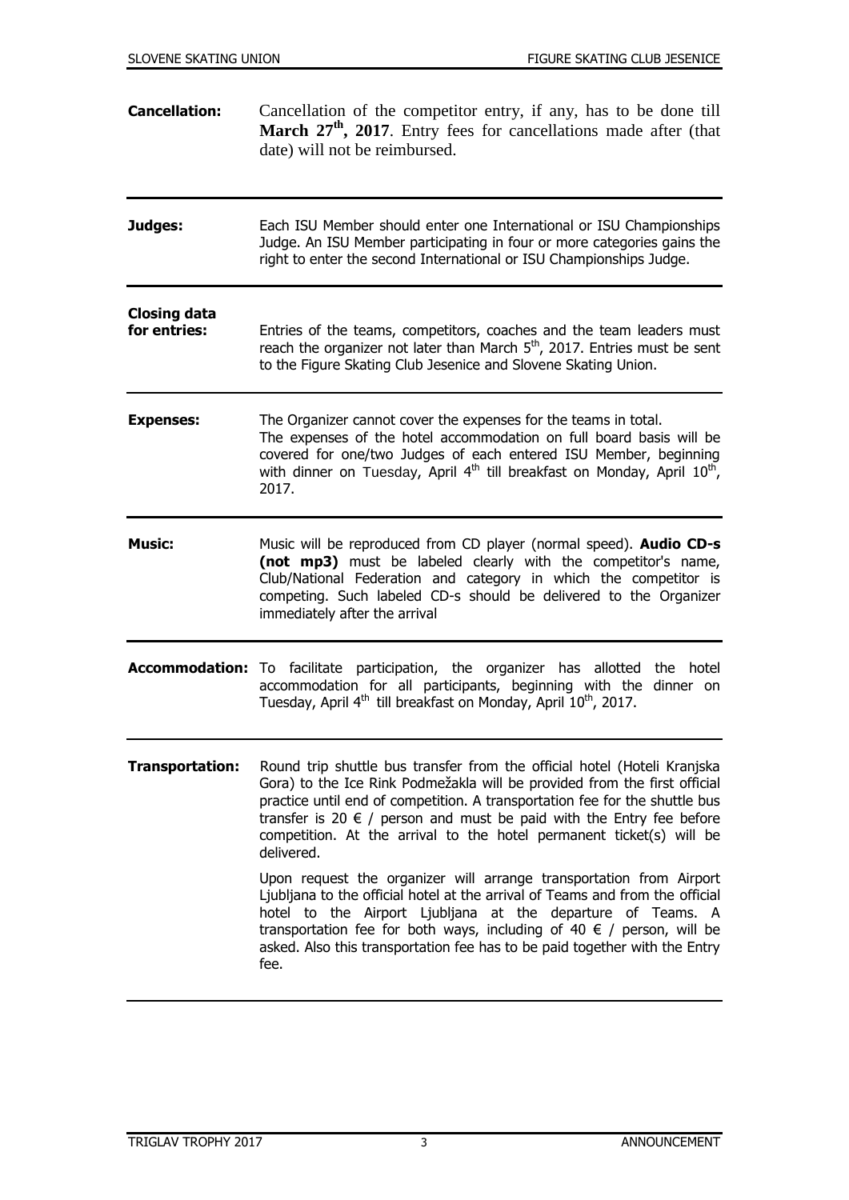**Cancellation:** Cancellation of the competitor entry, if any, has to be done till **March 27th, 2017**. Entry fees for cancellations made after (that date) will not be reimbursed.

---

**Judges:** Each ISU Member should enter one International or ISU Championships Judge. An ISU Member participating in four or more categories gains the right to enter the second International or ISU Championships Judge.

---

**Closing data for entries:** Entries of the teams, competitors, coaches and the team leaders must reach the organizer not later than March 5th, 2017. Entries must be sent to the Figure Skating Club Jesenice and Slovene Skating Union.

---

**Expenses:** The Organizer cannot cover the expenses for the teams in total. The expenses of the hotel accommodation on full board basis will be covered for one/two Judges of each entered ISU Member, beginning with dinner on Tuesday, April 4th till breakfast on Monday, April 10th, 2017.

---

**Music:** Music will be reproduced from CD player (normal speed). **Audio CD-s (not mp3)** must be labeled clearly with the competitor's name, Club/National Federation and category in which the competitor is competing. Such labeled CD-s should be delivered to the Organizer immediately after the arrival

---

**Accommodation:** To facilitate participation, the organizer has allotted the hotel accommodation for all participants, beginning with the dinner on Tuesday, April 4th till breakfast on Monday, April 10th, 2017.

---

**Transportation:** Round trip shuttle bus transfer from the official hotel (Hoteli Kranjska Gora) to the Ice Rink Podmežakla will be provided from the first official practice until end of competition. A transportation fee for the shuttle bus transfer is 20 € / person and must be paid with the Entry fee before competition. At the arrival to the hotel permanent ticket(s) will be delivered.

Upon request the organizer will arrange transportation from Airport Ljubljana to the official hotel at the arrival of Teams and from the official hotel to the Airport Ljubljana at the departure of Teams. A transportation fee for both ways, including of 40 € / person, will be asked. Also this transportation fee has to be paid together with the Entry fee.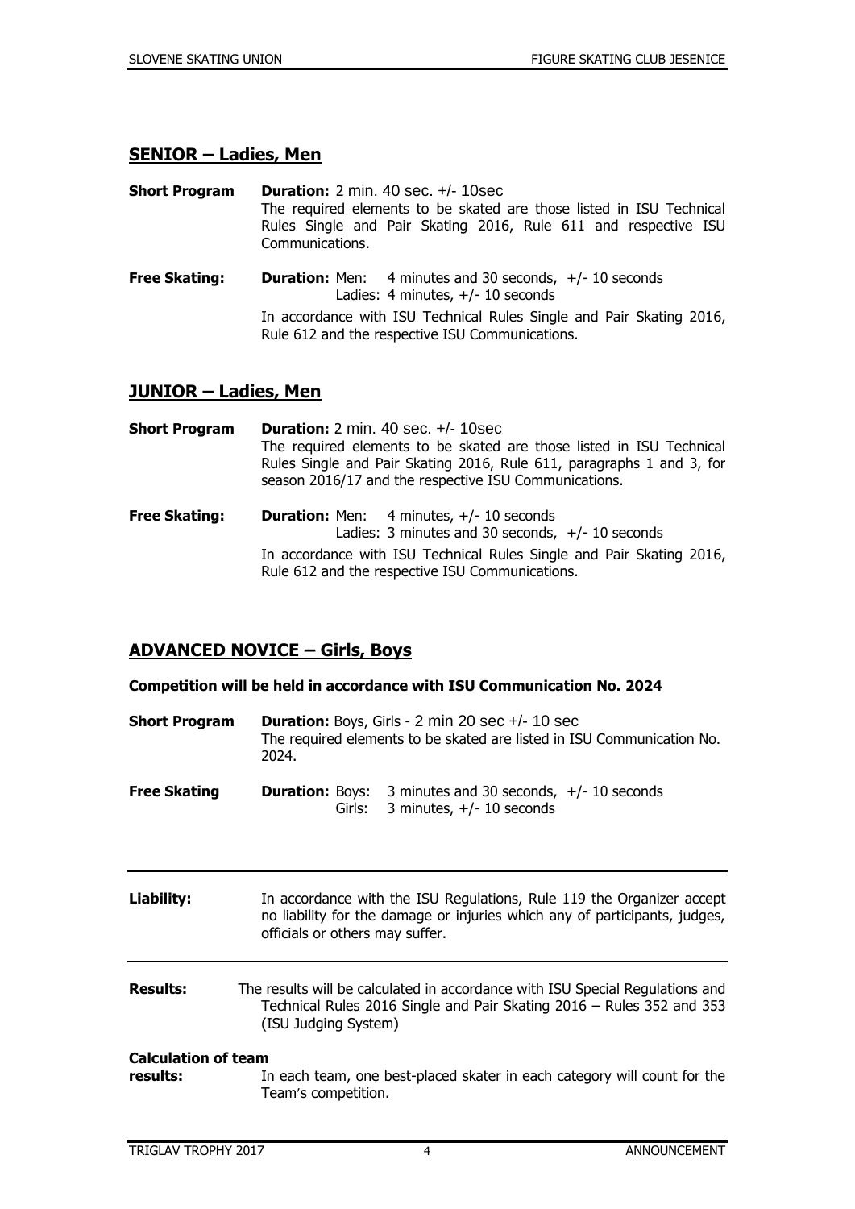## SENIOR – Ladies, Men

**Short Program** **Duration:** 2 min. 40 sec. +/- 10sec
The required elements to be skated are those listed in ISU Technical Rules Single and Pair Skating 2016, Rule 611 and respective ISU Communications.

**Free Skating:** **Duration:** Men: 4 minutes and 30 seconds, +/- 10 seconds
Ladies: 4 minutes, +/- 10 seconds
In accordance with ISU Technical Rules Single and Pair Skating 2016, Rule 612 and the respective ISU Communications.

## JUNIOR – Ladies, Men

**Short Program** **Duration:** 2 min. 40 sec. +/- 10sec
The required elements to be skated are those listed in ISU Technical Rules Single and Pair Skating 2016, Rule 611, paragraphs 1 and 3, for season 2016/17 and the respective ISU Communications.

**Free Skating:** **Duration:** Men: 4 minutes, +/- 10 seconds
Ladies: 3 minutes and 30 seconds, +/- 10 seconds
In accordance with ISU Technical Rules Single and Pair Skating 2016, Rule 612 and the respective ISU Communications.

## ADVANCED NOVICE – Girls, Boys

**Competition will be held in accordance with ISU Communication No. 2024**

**Short Program** **Duration:** Boys, Girls - 2 min 20 sec +/- 10 sec
The required elements to be skated are listed in ISU Communication No. 2024.

**Free Skating** **Duration:** Boys: 3 minutes and 30 seconds, +/- 10 seconds
Girls: 3 minutes, +/- 10 seconds

---

**Liability:** In accordance with the ISU Regulations, Rule 119 the Organizer accept no liability for the damage or injuries which any of participants, judges, officials or others may suffer.

---

**Results:** The results will be calculated in accordance with ISU Special Regulations and Technical Rules 2016 Single and Pair Skating 2016 – Rules 352 and 353 (ISU Judging System)

**Calculation of team results:** In each team, one best-placed skater in each category will count for the Team's competition.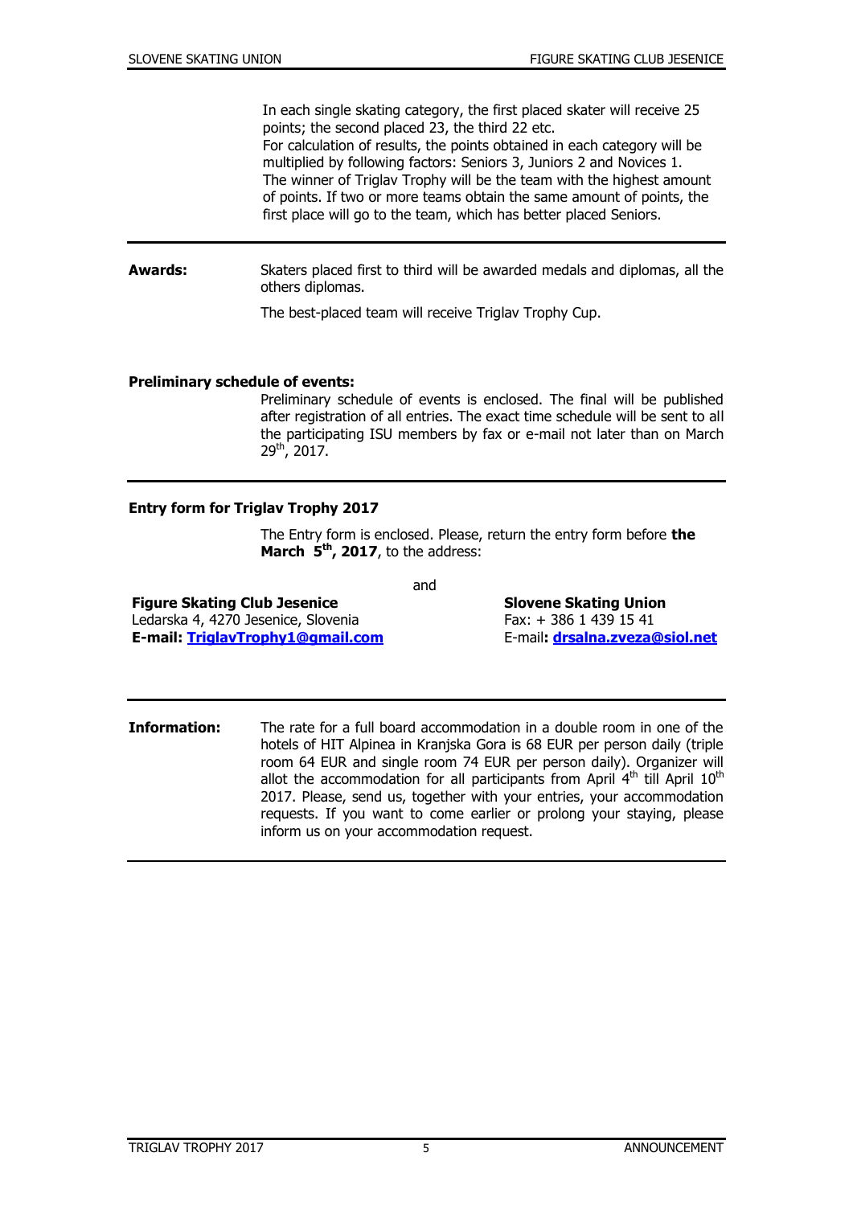In each single skating category, the first placed skater will receive 25 points; the second placed 23, the third 22 etc.
For calculation of results, the points obtained in each category will be multiplied by following factors: Seniors 3, Juniors 2 and Novices 1.
The winner of Triglav Trophy will be the team with the highest amount of points. If two or more teams obtain the same amount of points, the first place will go to the team, which has better placed Seniors.

---

**Awards:** Skaters placed first to third will be awarded medals and diplomas, all the others diplomas.

The best-placed team will receive Triglav Trophy Cup.

**Preliminary schedule of events:**

Preliminary schedule of events is enclosed. The final will be published after registration of all entries. The exact time schedule will be sent to all the participating ISU members by fax or e-mail not later than on March 29th, 2017.

---

**Entry form for Triglav Trophy 2017**

The Entry form is enclosed. Please, return the entry form before **the March 5th, 2017**, to the address:

**Figure Skating Club Jesenice**
Ledarska 4, 4270 Jesenice, Slovenia
**E-mail: TriglavTrophy1@gmail.com**

and

**Slovene Skating Union**
Fax: + 386 1 439 15 41
E-mail**: drsalna.zveza@siol.net**

---

**Information:** The rate for a full board accommodation in a double room in one of the hotels of HIT Alpinea in Kranjska Gora is 68 EUR per person daily (triple room 64 EUR and single room 74 EUR per person daily). Organizer will allot the accommodation for all participants from April 4th till April 10th 2017. Please, send us, together with your entries, your accommodation requests. If you want to come earlier or prolong your staying, please inform us on your accommodation request.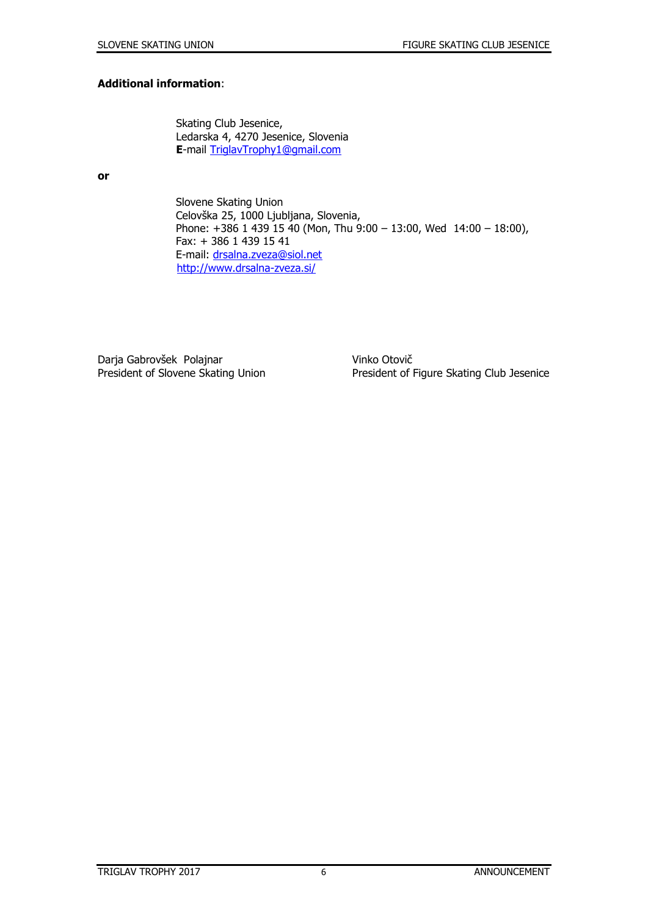**Additional information**:

Skating Club Jesenice,
Ledarska 4, 4270 Jesenice, Slovenia
**E**-mail TriglavTrophy1@gmail.com

**or**

Slovene Skating Union
Celovška 25, 1000 Ljubljana, Slovenia,
Phone: +386 1 439 15 40 (Mon, Thu 9:00 – 13:00, Wed 14:00 – 18:00),
Fax: + 386 1 439 15 41
E-mail: drsalna.zveza@siol.net
http://www.drsalna-zveza.si/

Darja Gabrovšek Polajnar
President of Slovene Skating Union

Vinko Otovič
President of Figure Skating Club Jesenice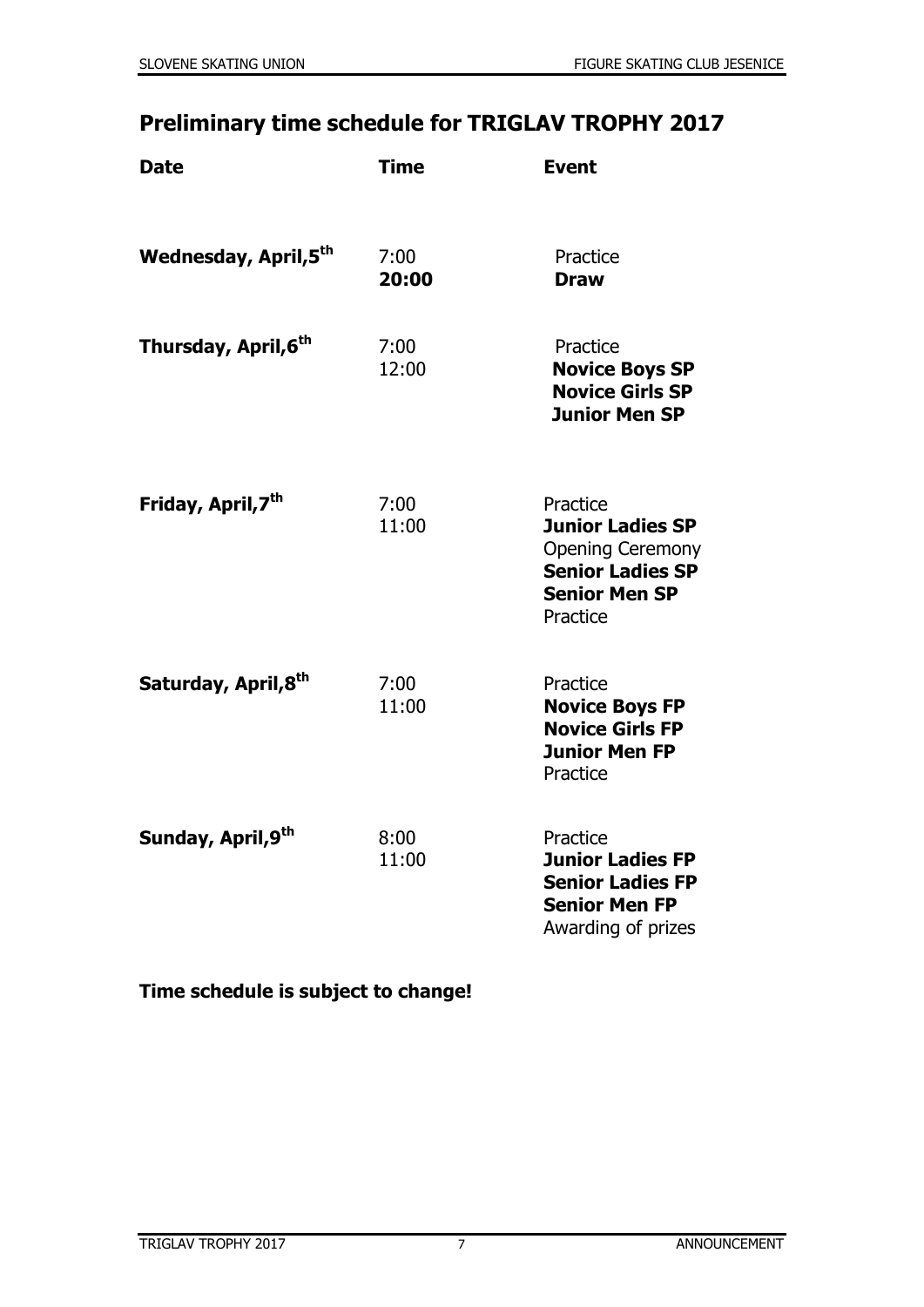## Preliminary time schedule for TRIGLAV TROPHY 2017

| Date | Time | Event |
|---|---|---|
| **Wednesday, April,5th** | 7:00 | Practice |
| | **20:00** | **Draw** |
| **Thursday, April,6th** | 7:00 | Practice |
| | 12:00 | **Novice Boys SP** |
| | | **Novice Girls SP** |
| | | **Junior Men SP** |
| **Friday, April,7th** | 7:00 | Practice |
| | 11:00 | **Junior Ladies SP** |
| | | Opening Ceremony |
| | | **Senior Ladies SP** |
| | | **Senior Men SP** |
| | | Practice |
| **Saturday, April,8th** | 7:00 | Practice |
| | 11:00 | **Novice Boys FP** |
| | | **Novice Girls FP** |
| | | **Junior Men FP** |
| | | Practice |
| **Sunday, April,9th** | 8:00 | Practice |
| | 11:00 | **Junior Ladies FP** |
| | | **Senior Ladies FP** |
| | | **Senior Men FP** |
| | | Awarding of prizes |

**Time schedule is subject to change!**